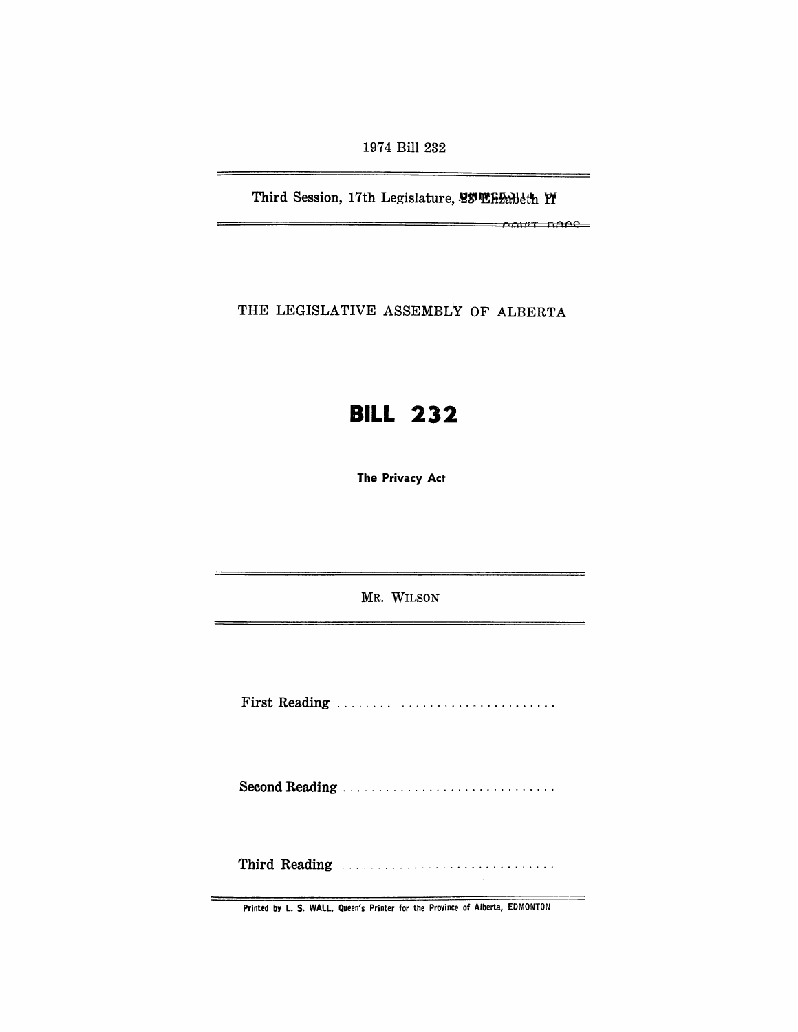1974 Bill 232

Third Session, 17th Legislature, 23 Elizabeth II

THE LEGISLATIVE ASSEMBLY OF ALBERTA

# BILL 232

**The Privacy Act**

MR. WILSON

First Reading ..............................

Second Reading ..............................

Third Reading ..............................

Printed by L. S. WALL, Queen's Printer for the Province of Alberta, EDMONTON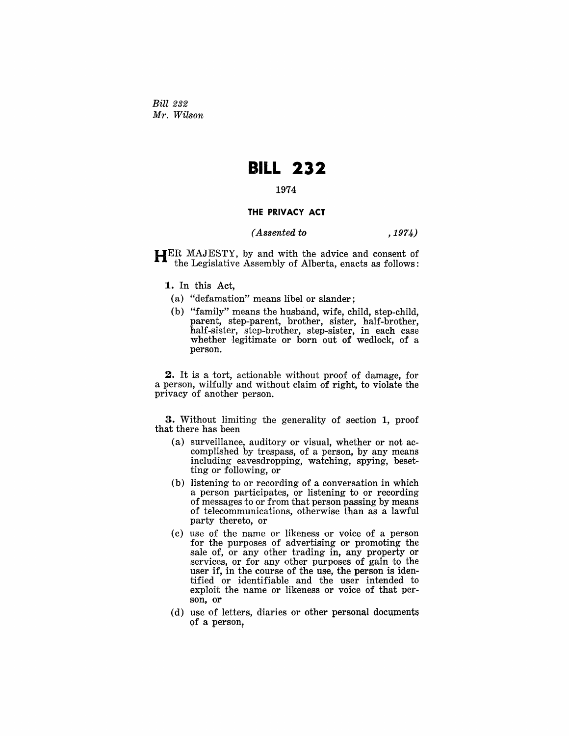*Bill 232*
*Mr. Wilson*

# BILL 232

1974

### THE PRIVACY ACT

*(Assented to , 1974)*

HER MAJESTY, by and with the advice and consent of the Legislative Assembly of Alberta, enacts as follows:

**1.** In this Act,

(a) "defamation" means libel or slander;

(b) "family" means the husband, wife, child, step-child, parent, step-parent, brother, sister, half-brother, half-sister, step-brother, step-sister, in each case whether legitimate or born out of wedlock, of a person.

**2.** It is a tort, actionable without proof of damage, for a person, wilfully and without claim of right, to violate the privacy of another person.

**3.** Without limiting the generality of section 1, proof that there has been

(a) surveillance, auditory or visual, whether or not accomplished by trespass, of a person, by any means including eavesdropping, watching, spying, besetting or following, or

(b) listening to or recording of a conversation in which a person participates, or listening to or recording of messages to or from that person passing by means of telecommunications, otherwise than as a lawful party thereto, or

(c) use of the name or likeness or voice of a person for the purposes of advertising or promoting the sale of, or any other trading in, any property or services, or for any other purposes of gain to the user if, in the course of the use, the person is identified or identifiable and the user intended to exploit the name or likeness or voice of that person, or

(d) use of letters, diaries or other personal documents of a person,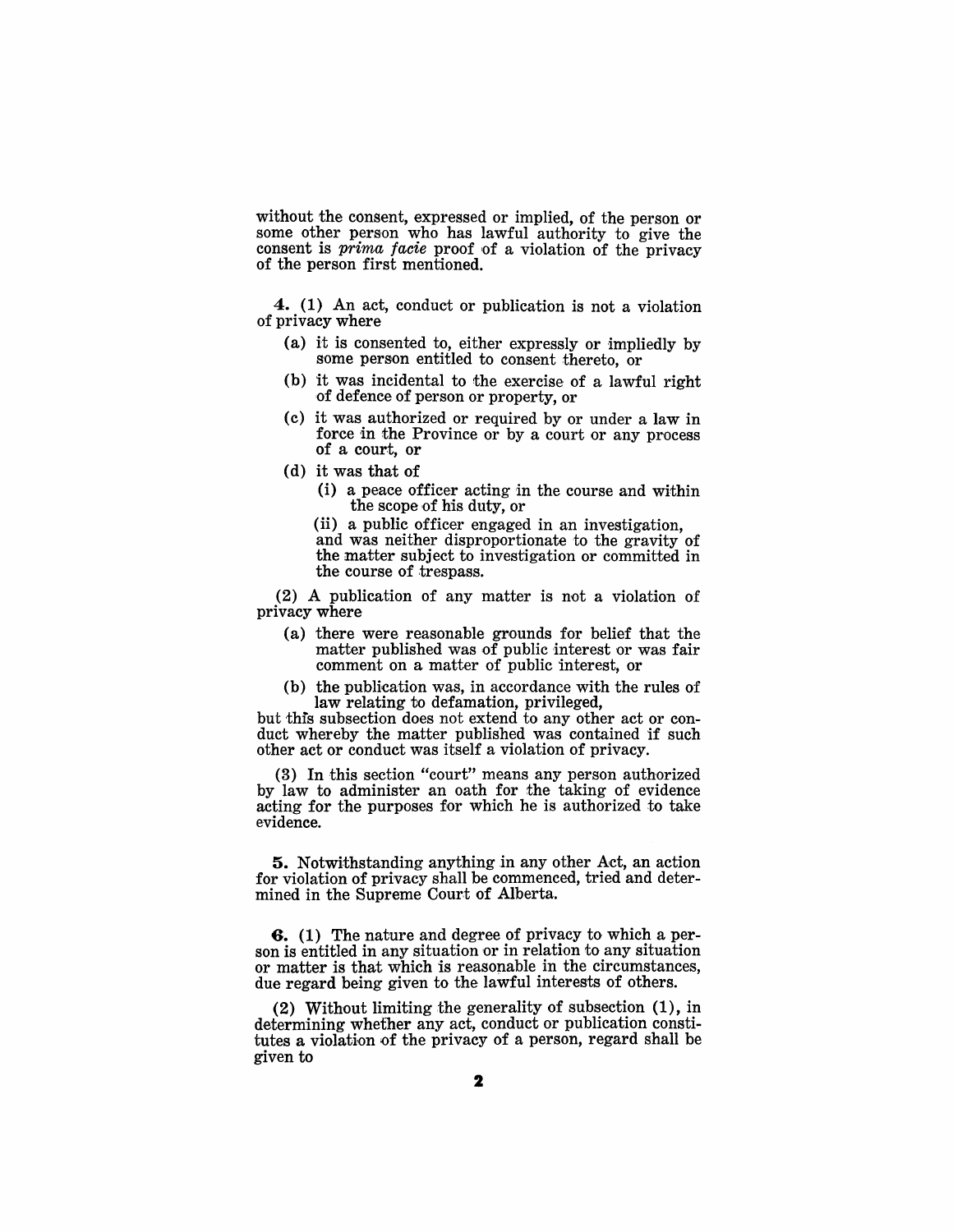without the consent, expressed or implied, of the person or some other person who has lawful authority to give the consent is *prima facie* proof of a violation of the privacy of the person first mentioned.

**4.** (1) An act, conduct or publication is not a violation of privacy where

- (a) it is consented to, either expressly or impliedly by some person entitled to consent thereto, or
- (b) it was incidental to the exercise of a lawful right of defence of person or property, or
- (c) it was authorized or required by or under a law in force in the Province or by a court or any process of a court, or
- (d) it was that of
  - (i) a peace officer acting in the course and within the scope of his duty, or
  - (ii) a public officer engaged in an investigation,

  and was neither disproportionate to the gravity of the matter subject to investigation or committed in the course of trespass.

(2) A publication of any matter is not a violation of privacy where

- (a) there were reasonable grounds for belief that the matter published was of public interest or was fair comment on a matter of public interest, or
- (b) the publication was, in accordance with the rules of law relating to defamation, privileged,

but this subsection does not extend to any other act or conduct whereby the matter published was contained if such other act or conduct was itself a violation of privacy.

(3) In this section "court" means any person authorized by law to administer an oath for the taking of evidence acting for the purposes for which he is authorized to take evidence.

**5.** Notwithstanding anything in any other Act, an action for violation of privacy shall be commenced, tried and determined in the Supreme Court of Alberta.

**6.** (1) The nature and degree of privacy to which a person is entitled in any situation or in relation to any situation or matter is that which is reasonable in the circumstances, due regard being given to the lawful interests of others.

(2) Without limiting the generality of subsection (1), in determining whether any act, conduct or publication constitutes a violation of the privacy of a person, regard shall be given to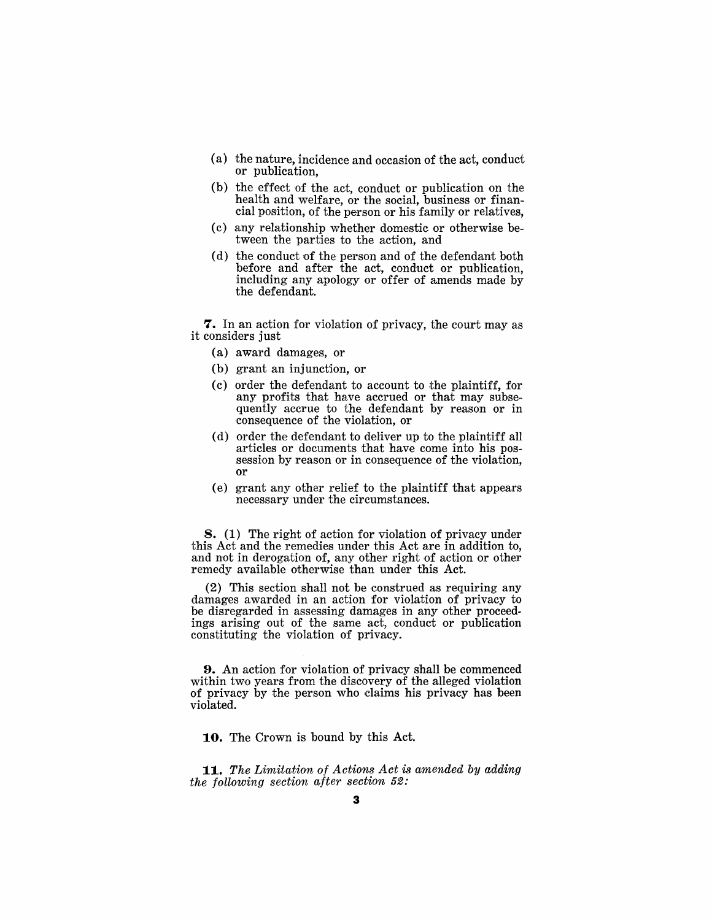(a) the nature, incidence and occasion of the act, conduct or publication,

(b) the effect of the act, conduct or publication on the health and welfare, or the social, business or financial position, of the person or his family or relatives,

(c) any relationship whether domestic or otherwise between the parties to the action, and

(d) the conduct of the person and of the defendant both before and after the act, conduct or publication, including any apology or offer of amends made by the defendant.

**7.** In an action for violation of privacy, the court may as it considers just

(a) award damages, or

(b) grant an injunction, or

(c) order the defendant to account to the plaintiff, for any profits that have accrued or that may subsequently accrue to the defendant by reason or in consequence of the violation, or

(d) order the defendant to deliver up to the plaintiff all articles or documents that have come into his possession by reason or in consequence of the violation, or

(e) grant any other relief to the plaintiff that appears necessary under the circumstances.

**8.** (1) The right of action for violation of privacy under this Act and the remedies under this Act are in addition to, and not in derogation of, any other right of action or other remedy available otherwise than under this Act.

(2) This section shall not be construed as requiring any damages awarded in an action for violation of privacy to be disregarded in assessing damages in any other proceedings arising out of the same act, conduct or publication constituting the violation of privacy.

**9.** An action for violation of privacy shall be commenced within two years from the discovery of the alleged violation of privacy by the person who claims his privacy has been violated.

**10.** The Crown is bound by this Act.

**11.** *The Limitation of Actions Act is amended by adding the following section after section 52:*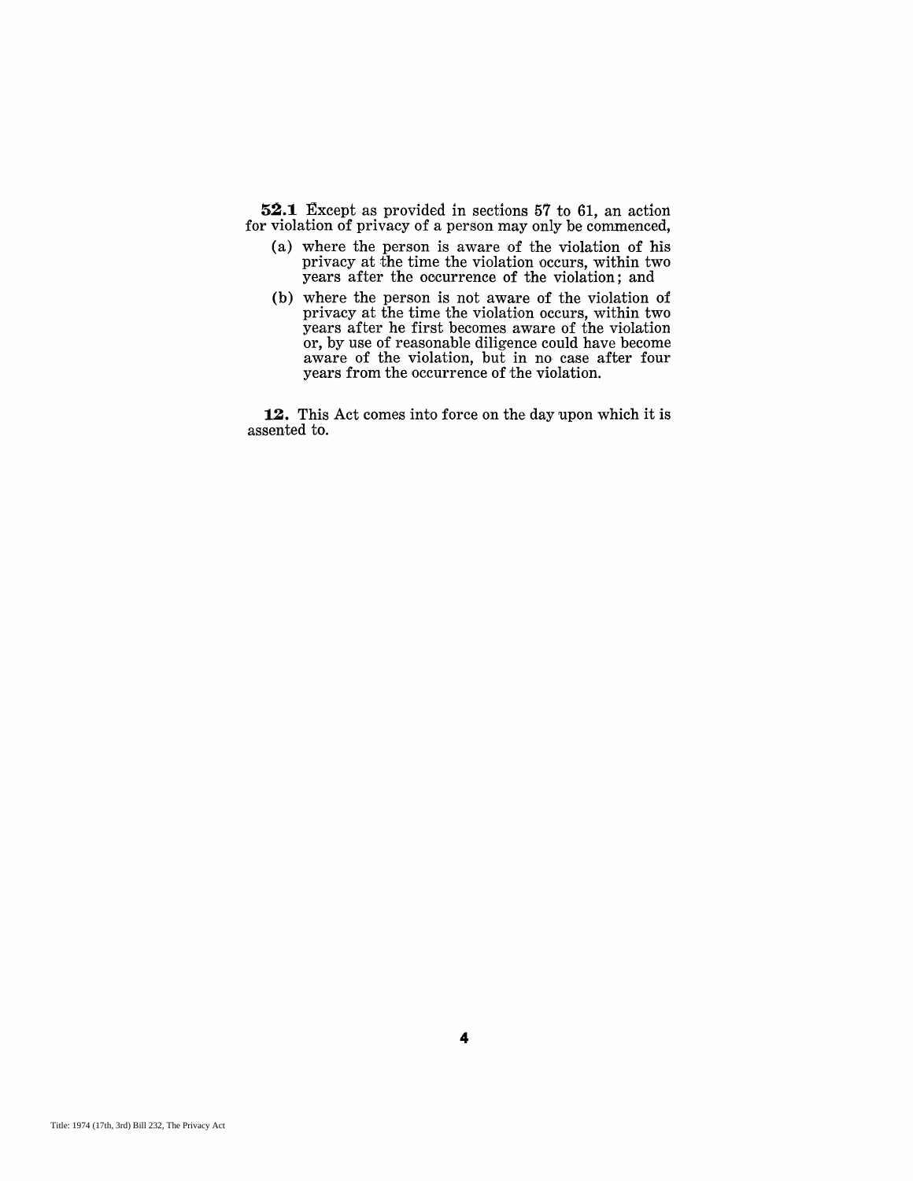**52.1** Except as provided in sections 57 to 61, an action for violation of privacy of a person may only be commenced,

(a) where the person is aware of the violation of his privacy at the time the violation occurs, within two years after the occurrence of the violation; and

(b) where the person is not aware of the violation of privacy at the time the violation occurs, within two years after he first becomes aware of the violation or, by use of reasonable diligence could have become aware of the violation, but in no case after four years from the occurrence of the violation.

**12.** This Act comes into force on the day upon which it is assented to.